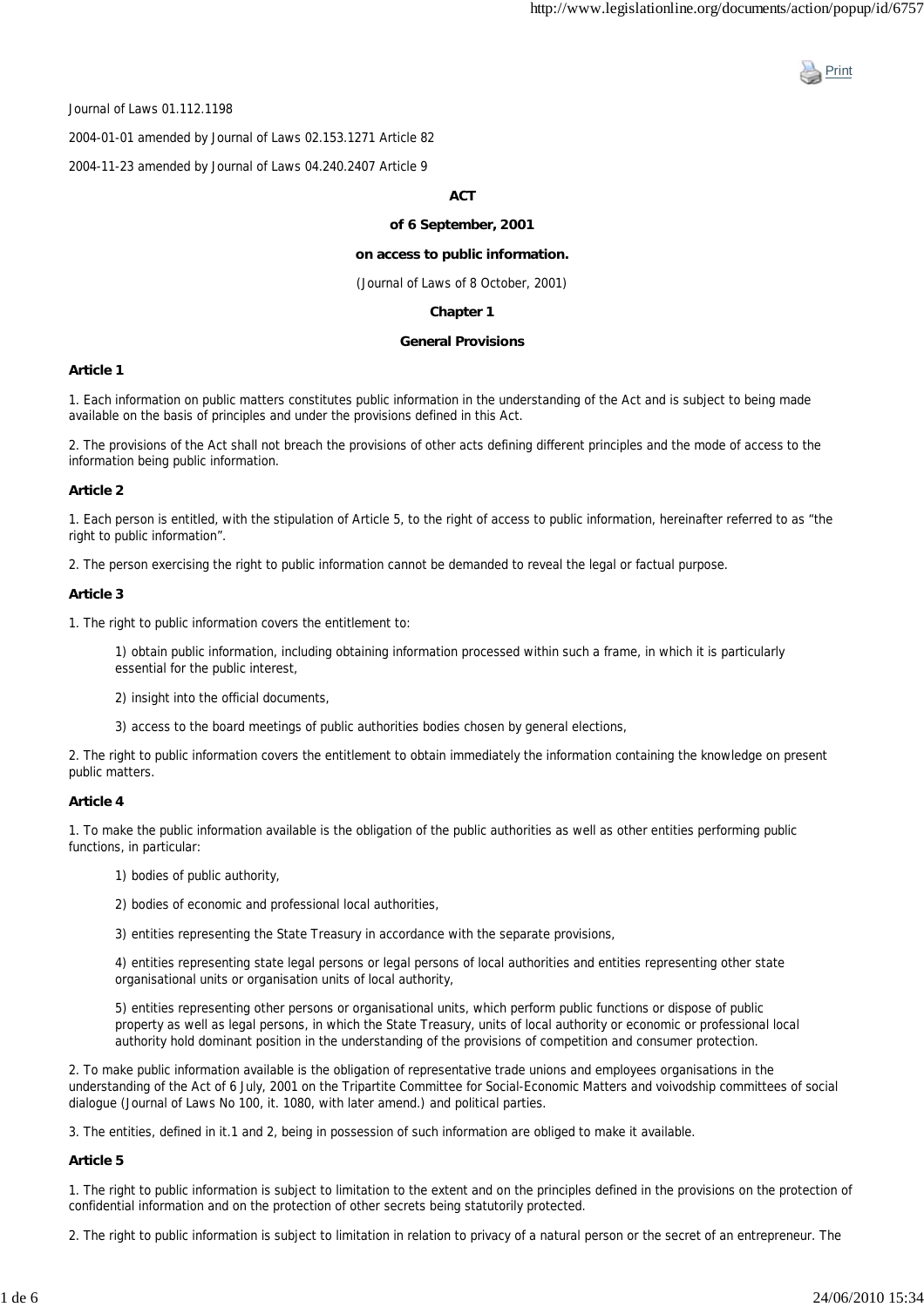Journal of Laws 01.112.1198

2004-01-01 amended by Journal of Laws 02.153.1271 Article 82

2004-11-23 amended by Journal of Laws 04.240.2407 Article 9

**ACT**

**of 6 September, 2001**

**on access to public information.**

(Journal of Laws of 8 October, 2001)

## Chapter 1

## General Provisions

### Article 1

1. Each information on public matters constitutes public information in the understanding of the Act and is subject to being made available on the basis of principles and under the provisions defined in this Act.

2. The provisions of the Act shall not breach the provisions of other acts defining different principles and the mode of access to the information being public information.

### Article 2

1. Each person is entitled, with the stipulation of Article 5, to the right of access to public information, hereinafter referred to as "the right to public information".

2. The person exercising the right to public information cannot be demanded to reveal the legal or factual purpose.

### Article 3

1. The right to public information covers the entitlement to:

1) obtain public information, including obtaining information processed within such a frame, in which it is particularly essential for the public interest,

2) insight into the official documents,

3) access to the board meetings of public authorities bodies chosen by general elections,

2. The right to public information covers the entitlement to obtain immediately the information containing the knowledge on present public matters.

### Article 4

1. To make the public information available is the obligation of the public authorities as well as other entities performing public functions, in particular:

1) bodies of public authority,

2) bodies of economic and professional local authorities,

3) entities representing the State Treasury in accordance with the separate provisions,

4) entities representing state legal persons or legal persons of local authorities and entities representing other state organisational units or organisation units of local authority,

5) entities representing other persons or organisational units, which perform public functions or dispose of public property as well as legal persons, in which the State Treasury, units of local authority or economic or professional local authority hold dominant position in the understanding of the provisions of competition and consumer protection.

2. To make public information available is the obligation of representative trade unions and employees organisations in the understanding of the Act of 6 July, 2001 on the Tripartite Committee for Social-Economic Matters and voivodship committees of social dialogue (Journal of Laws No 100, it. 1080, with later amend.) and political parties.

3. The entities, defined in it.1 and 2, being in possession of such information are obliged to make it available.

### Article 5

1. The right to public information is subject to limitation to the extent and on the principles defined in the provisions on the protection of confidential information and on the protection of other secrets being statutorily protected.

2. The right to public information is subject to limitation in relation to privacy of a natural person or the secret of an entrepreneur. The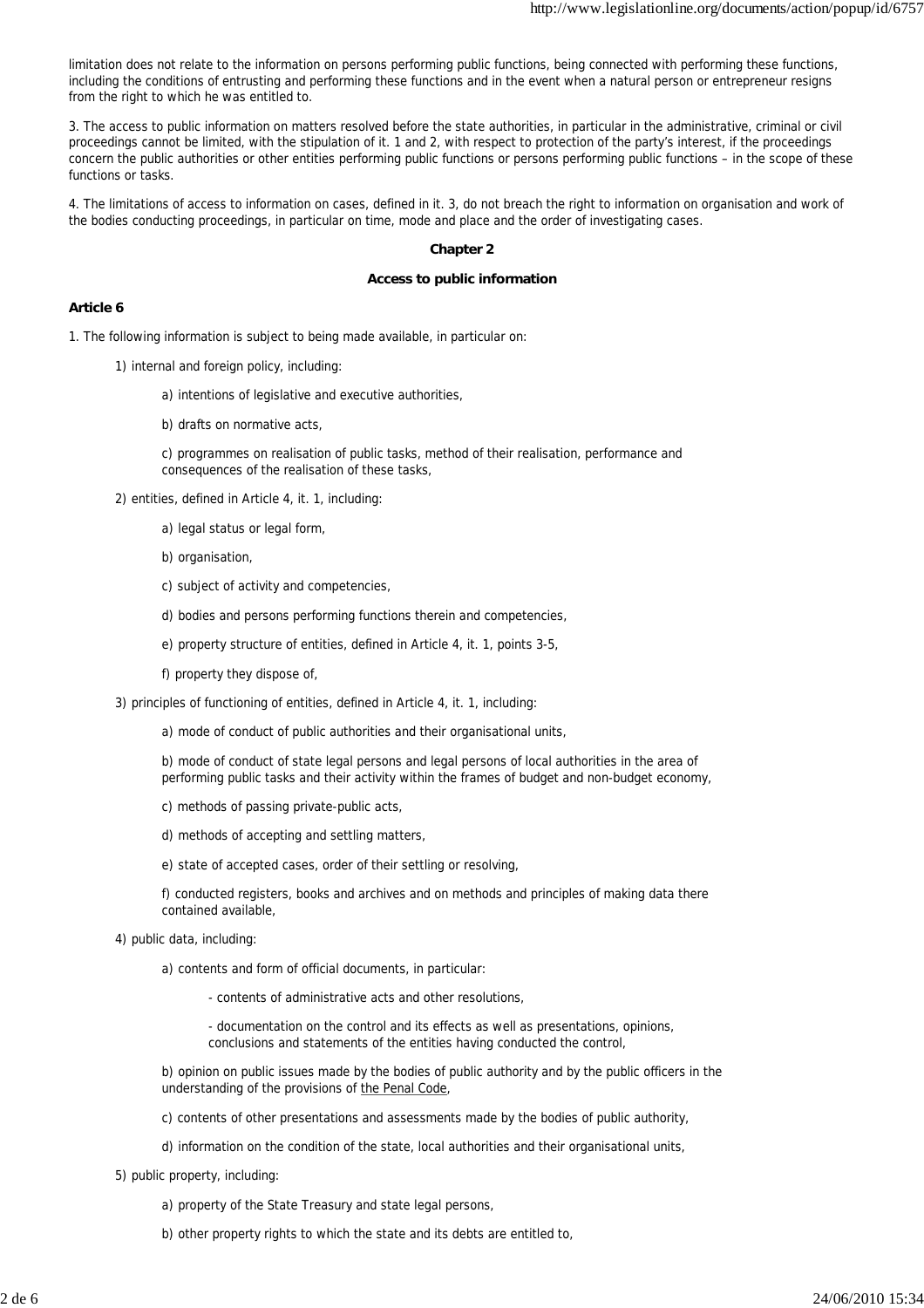limitation does not relate to the information on persons performing public functions, being connected with performing these functions, including the conditions of entrusting and performing these functions and in the event when a natural person or entrepreneur resigns from the right to which he was entitled to.

3. The access to public information on matters resolved before the state authorities, in particular in the administrative, criminal or civil proceedings cannot be limited, with the stipulation of it. 1 and 2, with respect to protection of the party's interest, if the proceedings concern the public authorities or other entities performing public functions or persons performing public functions – in the scope of these functions or tasks.

4. The limitations of access to information on cases, defined in it. 3, do not breach the right to information on organisation and work of the bodies conducting proceedings, in particular on time, mode and place and the order of investigating cases.

## Chapter 2

## Access to public information

### Article 6

1. The following information is subject to being made available, in particular on:

1) internal and foreign policy, including:

    a) intentions of legislative and executive authorities,

    b) drafts on normative acts,

    c) programmes on realisation of public tasks, method of their realisation, performance and consequences of the realisation of these tasks,

2) entities, defined in Article 4, it. 1, including:

    a) legal status or legal form,

    b) organisation,

    c) subject of activity and competencies,

    d) bodies and persons performing functions therein and competencies,

    e) property structure of entities, defined in Article 4, it. 1, points 3-5,

    f) property they dispose of,

3) principles of functioning of entities, defined in Article 4, it. 1, including:

    a) mode of conduct of public authorities and their organisational units,

    b) mode of conduct of state legal persons and legal persons of local authorities in the area of performing public tasks and their activity within the frames of budget and non-budget economy,

    c) methods of passing private-public acts,

    d) methods of accepting and settling matters,

    e) state of accepted cases, order of their settling or resolving,

    f) conducted registers, books and archives and on methods and principles of making data there contained available,

4) public data, including:

    a) contents and form of official documents, in particular:

        - contents of administrative acts and other resolutions,

        - documentation on the control and its effects as well as presentations, opinions, conclusions and statements of the entities having conducted the control,

    b) opinion on public issues made by the bodies of public authority and by the public officers in the understanding of the provisions of the Penal Code,

    c) contents of other presentations and assessments made by the bodies of public authority,

    d) information on the condition of the state, local authorities and their organisational units,

5) public property, including:

    a) property of the State Treasury and state legal persons,

    b) other property rights to which the state and its debts are entitled to,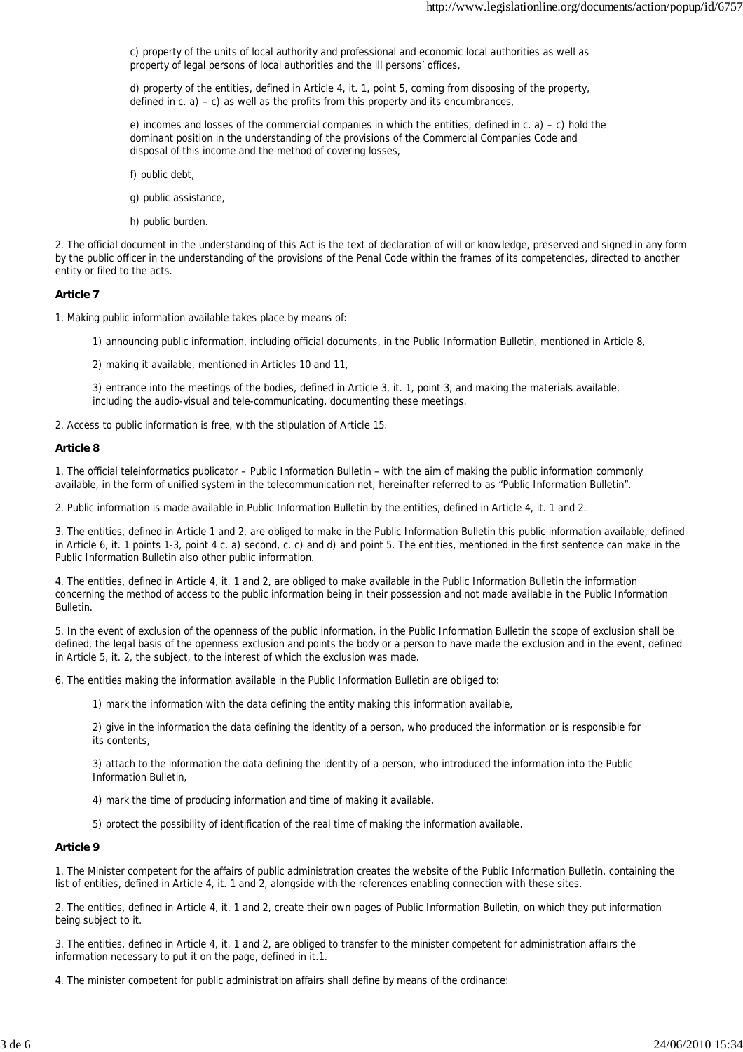c) property of the units of local authority and professional and economic local authorities as well as property of legal persons of local authorities and the ill persons' offices,

d) property of the entities, defined in Article 4, it. 1, point 5, coming from disposing of the property, defined in c. a) – c) as well as the profits from this property and its encumbrances,

e) incomes and losses of the commercial companies in which the entities, defined in c. a) – c) hold the dominant position in the understanding of the provisions of the Commercial Companies Code and disposal of this income and the method of covering losses,

f) public debt,

g) public assistance,

h) public burden.

2. The official document in the understanding of this Act is the text of declaration of will or knowledge, preserved and signed in any form by the public officer in the understanding of the provisions of the Penal Code within the frames of its competencies, directed to another entity or filed to the acts.

**Article 7**

1. Making public information available takes place by means of:

1) announcing public information, including official documents, in the Public Information Bulletin, mentioned in Article 8,

2) making it available, mentioned in Articles 10 and 11,

3) entrance into the meetings of the bodies, defined in Article 3, it. 1, point 3, and making the materials available, including the audio-visual and tele-communicating, documenting these meetings.

2. Access to public information is free, with the stipulation of Article 15.

**Article 8**

1. The official teleinformatics publicator – Public Information Bulletin – with the aim of making the public information commonly available, in the form of unified system in the telecommunication net, hereinafter referred to as "Public Information Bulletin".

2. Public information is made available in Public Information Bulletin by the entities, defined in Article 4, it. 1 and 2.

3. The entities, defined in Article 1 and 2, are obliged to make in the Public Information Bulletin this public information available, defined in Article 6, it. 1 points 1-3, point 4 c. a) second, c. c) and d) and point 5. The entities, mentioned in the first sentence can make in the Public Information Bulletin also other public information.

4. The entities, defined in Article 4, it. 1 and 2, are obliged to make available in the Public Information Bulletin the information concerning the method of access to the public information being in their possession and not made available in the Public Information Bulletin.

5. In the event of exclusion of the openness of the public information, in the Public Information Bulletin the scope of exclusion shall be defined, the legal basis of the openness exclusion and points the body or a person to have made the exclusion and in the event, defined in Article 5, it. 2, the subject, to the interest of which the exclusion was made.

6. The entities making the information available in the Public Information Bulletin are obliged to:

1) mark the information with the data defining the entity making this information available,

2) give in the information the data defining the identity of a person, who produced the information or is responsible for its contents,

3) attach to the information the data defining the identity of a person, who introduced the information into the Public Information Bulletin,

4) mark the time of producing information and time of making it available,

5) protect the possibility of identification of the real time of making the information available.

**Article 9**

1. The Minister competent for the affairs of public administration creates the website of the Public Information Bulletin, containing the list of entities, defined in Article 4, it. 1 and 2, alongside with the references enabling connection with these sites.

2. The entities, defined in Article 4, it. 1 and 2, create their own pages of Public Information Bulletin, on which they put information being subject to it.

3. The entities, defined in Article 4, it. 1 and 2, are obliged to transfer to the minister competent for administration affairs the information necessary to put it on the page, defined in it.1.

4. The minister competent for public administration affairs shall define by means of the ordinance: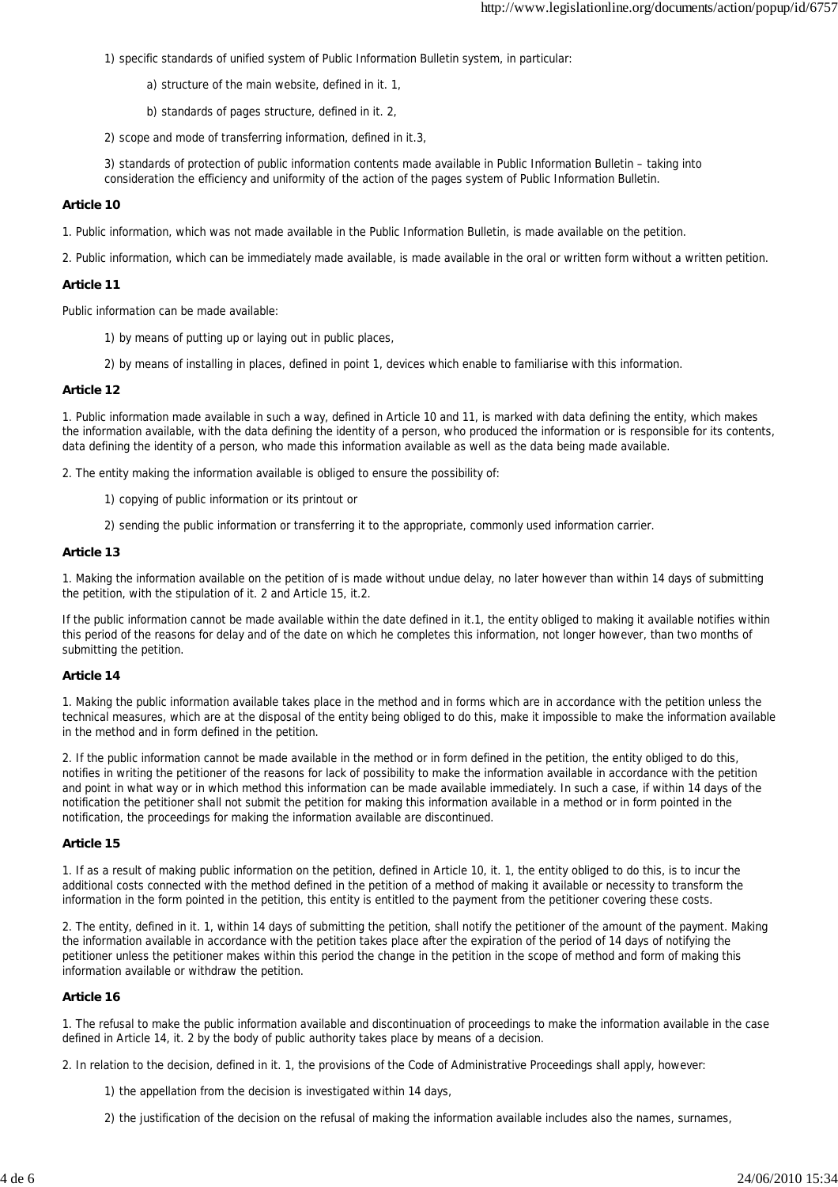1) specific standards of unified system of Public Information Bulletin system, in particular:

a) structure of the main website, defined in it. 1,

b) standards of pages structure, defined in it. 2,

2) scope and mode of transferring information, defined in it.3,

3) standards of protection of public information contents made available in Public Information Bulletin – taking into consideration the efficiency and uniformity of the action of the pages system of Public Information Bulletin.

**Article 10**

1. Public information, which was not made available in the Public Information Bulletin, is made available on the petition.

2. Public information, which can be immediately made available, is made available in the oral or written form without a written petition.

**Article 11**

Public information can be made available:

1) by means of putting up or laying out in public places,

2) by means of installing in places, defined in point 1, devices which enable to familiarise with this information.

**Article 12**

1. Public information made available in such a way, defined in Article 10 and 11, is marked with data defining the entity, which makes the information available, with the data defining the identity of a person, who produced the information or is responsible for its contents, data defining the identity of a person, who made this information available as well as the data being made available.

2. The entity making the information available is obliged to ensure the possibility of:

1) copying of public information or its printout or

2) sending the public information or transferring it to the appropriate, commonly used information carrier.

**Article 13**

1. Making the information available on the petition of is made without undue delay, no later however than within 14 days of submitting the petition, with the stipulation of it. 2 and Article 15, it.2.

If the public information cannot be made available within the date defined in it.1, the entity obliged to making it available notifies within this period of the reasons for delay and of the date on which he completes this information, not longer however, than two months of submitting the petition.

**Article 14**

1. Making the public information available takes place in the method and in forms which are in accordance with the petition unless the technical measures, which are at the disposal of the entity being obliged to do this, make it impossible to make the information available in the method and in form defined in the petition.

2. If the public information cannot be made available in the method or in form defined in the petition, the entity obliged to do this, notifies in writing the petitioner of the reasons for lack of possibility to make the information available in accordance with the petition and point in what way or in which method this information can be made available immediately. In such a case, if within 14 days of the notification the petitioner shall not submit the petition for making this information available in a method or in form pointed in the notification, the proceedings for making the information available are discontinued.

**Article 15**

1. If as a result of making public information on the petition, defined in Article 10, it. 1, the entity obliged to do this, is to incur the additional costs connected with the method defined in the petition of a method of making it available or necessity to transform the information in the form pointed in the petition, this entity is entitled to the payment from the petitioner covering these costs.

2. The entity, defined in it. 1, within 14 days of submitting the petition, shall notify the petitioner of the amount of the payment. Making the information available in accordance with the petition takes place after the expiration of the period of 14 days of notifying the petitioner unless the petitioner makes within this period the change in the petition in the scope of method and form of making this information available or withdraw the petition.

**Article 16**

1. The refusal to make the public information available and discontinuation of proceedings to make the information available in the case defined in Article 14, it. 2 by the body of public authority takes place by means of a decision.

2. In relation to the decision, defined in it. 1, the provisions of the Code of Administrative Proceedings shall apply, however:

1) the appellation from the decision is investigated within 14 days,

2) the justification of the decision on the refusal of making the information available includes also the names, surnames,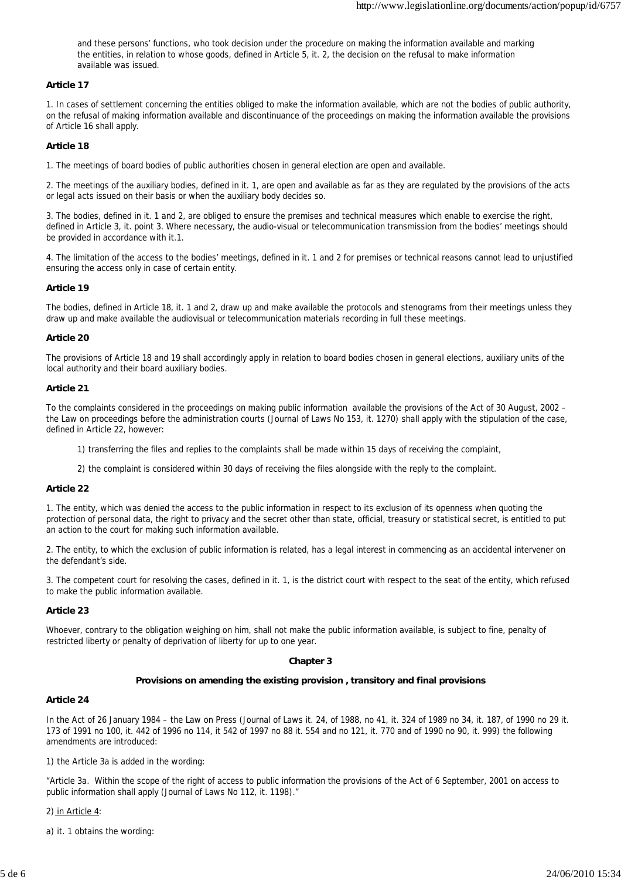and these persons' functions, who took decision under the procedure on making the information available and marking the entities, in relation to whose goods, defined in Article 5, it. 2, the decision on the refusal to make information available was issued.

**Article 17**

1. In cases of settlement concerning the entities obliged to make the information available, which are not the bodies of public authority, on the refusal of making information available and discontinuance of the proceedings on making the information available the provisions of Article 16 shall apply.

**Article 18**

1. The meetings of board bodies of public authorities chosen in general election are open and available.

2. The meetings of the auxiliary bodies, defined in it. 1, are open and available as far as they are regulated by the provisions of the acts or legal acts issued on their basis or when the auxiliary body decides so.

3. The bodies, defined in it. 1 and 2, are obliged to ensure the premises and technical measures which enable to exercise the right, defined in Article 3, it. point 3. Where necessary, the audio-visual or telecommunication transmission from the bodies' meetings should be provided in accordance with it.1.

4. The limitation of the access to the bodies' meetings, defined in it. 1 and 2 for premises or technical reasons cannot lead to unjustified ensuring the access only in case of certain entity.

**Article 19**

The bodies, defined in Article 18, it. 1 and 2, draw up and make available the protocols and stenograms from their meetings unless they draw up and make available the audiovisual or telecommunication materials recording in full these meetings.

**Article 20**

The provisions of Article 18 and 19 shall accordingly apply in relation to board bodies chosen in general elections, auxiliary units of the local authority and their board auxiliary bodies.

**Article 21**

To the complaints considered in the proceedings on making public information available the provisions of the Act of 30 August, 2002 – the Law on proceedings before the administration courts (Journal of Laws No 153, it. 1270) shall apply with the stipulation of the case, defined in Article 22, however:

1) transferring the files and replies to the complaints shall be made within 15 days of receiving the complaint,

2) the complaint is considered within 30 days of receiving the files alongside with the reply to the complaint.

**Article 22**

1. The entity, which was denied the access to the public information in respect to its exclusion of its openness when quoting the protection of personal data, the right to privacy and the secret other than state, official, treasury or statistical secret, is entitled to put an action to the court for making such information available.

2. The entity, to which the exclusion of public information is related, has a legal interest in commencing as an accidental intervener on the defendant's side.

3. The competent court for resolving the cases, defined in it. 1, is the district court with respect to the seat of the entity, which refused to make the public information available.

**Article 23**

Whoever, contrary to the obligation weighing on him, shall not make the public information available, is subject to fine, penalty of restricted liberty or penalty of deprivation of liberty for up to one year.

## Chapter 3

## Provisions on amending the existing provision , transitory and final provisions

**Article 24**

In the Act of 26 January 1984 – the Law on Press (Journal of Laws it. 24, of 1988, no 41, it. 324 of 1989 no 34, it. 187, of 1990 no 29 it. 173 of 1991 no 100, it. 442 of 1996 no 114, it 542 of 1997 no 88 it. 554 and no 121, it. 770 and of 1990 no 90, it. 999) the following amendments are introduced:

1) the Article 3a is added in the wording:

"Article 3a. Within the scope of the right of access to public information the provisions of the Act of 6 September, 2001 on access to public information shall apply (Journal of Laws No 112, it. 1198)."

2) in Article 4:

a) it. 1 obtains the wording: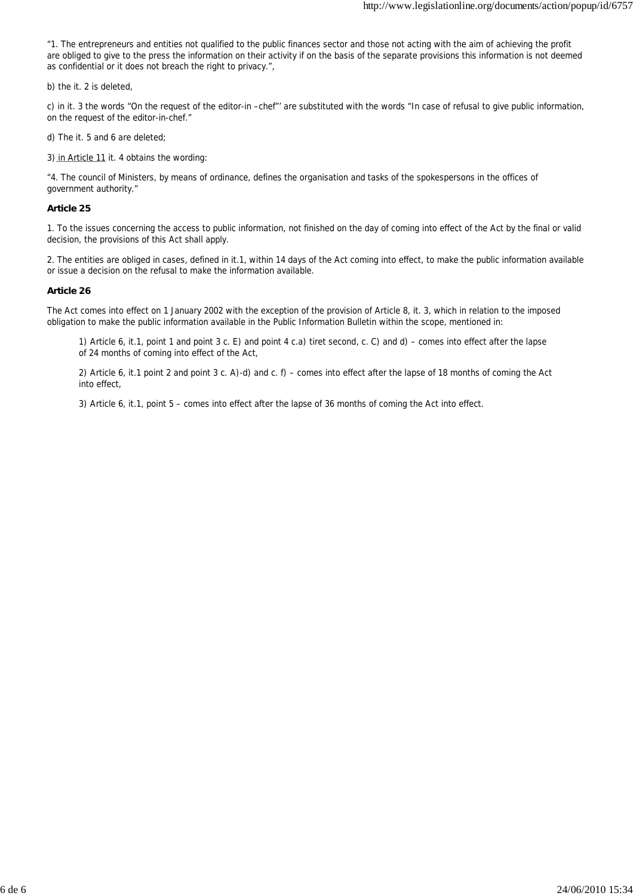"1. The entrepreneurs and entities not qualified to the public finances sector and those not acting with the aim of achieving the profit are obliged to give to the press the information on their activity if on the basis of the separate provisions this information is not deemed as confidential or it does not breach the right to privacy.",

b) the it. 2 is deleted,

c) in it. 3 the words "On the request of the editor-in –chef"' are substituted with the words "In case of refusal to give public information, on the request of the editor-in-chef."

d) The it. 5 and 6 are deleted;

3) in Article 11 it. 4 obtains the wording:

"4. The council of Ministers, by means of ordinance, defines the organisation and tasks of the spokespersons in the offices of government authority."

**Article 25**

1. To the issues concerning the access to public information, not finished on the day of coming into effect of the Act by the final or valid decision, the provisions of this Act shall apply.

2. The entities are obliged in cases, defined in it.1, within 14 days of the Act coming into effect, to make the public information available or issue a decision on the refusal to make the information available.

**Article 26**

The Act comes into effect on 1 January 2002 with the exception of the provision of Article 8, it. 3, which in relation to the imposed obligation to make the public information available in the Public Information Bulletin within the scope, mentioned in:

1) Article 6, it.1, point 1 and point 3 c. E) and point 4 c.a) tiret second, c. C) and d) – comes into effect after the lapse of 24 months of coming into effect of the Act,

2) Article 6, it.1 point 2 and point 3 c. A)-d) and c. f) – comes into effect after the lapse of 18 months of coming the Act into effect,

3) Article 6, it.1, point 5 – comes into effect after the lapse of 36 months of coming the Act into effect.